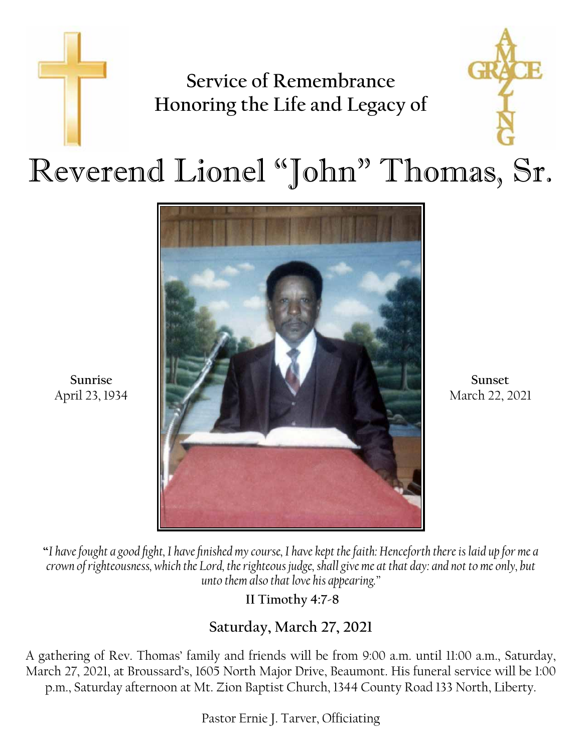## Service of Remembrance
## Honoring the Life and Legacy of

# Reverend Lionel "John" Thomas, Sr.

**Sunrise**
April 23, 1934

**Sunset**
March 22, 2021

"*I have fought a good fight, I have finished my course, I have kept the faith: Henceforth there is laid up for me a crown of righteousness, which the Lord, the righteous judge, shall give me at that day: and not to me only, but unto them also that love his appearing.*"

**II Timothy 4:7-8**

### Saturday, March 27, 2021

A gathering of Rev. Thomas' family and friends will be from 9:00 a.m. until 11:00 a.m., Saturday, March 27, 2021, at Broussard's, 1605 North Major Drive, Beaumont. His funeral service will be 1:00 p.m., Saturday afternoon at Mt. Zion Baptist Church, 1344 County Road 133 North, Liberty.

Pastor Ernie J. Tarver, Officiating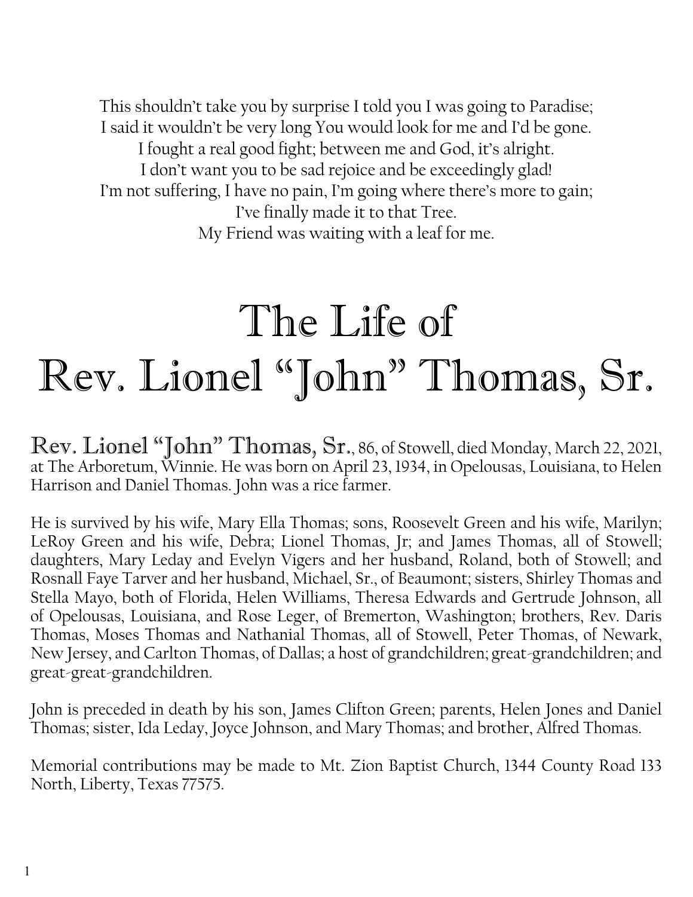This shouldn't take you by surprise I told you I was going to Paradise;
I said it wouldn't be very long You would look for me and I'd be gone.
I fought a real good fight; between me and God, it's alright.
I don't want you to be sad rejoice and be exceedingly glad!
I'm not suffering, I have no pain, I'm going where there's more to gain;
I've finally made it to that Tree.
My Friend was waiting with a leaf for me.

# The Life of Rev. Lionel "John" Thomas, Sr.

**Rev. Lionel "John" Thomas, Sr.**, 86, of Stowell, died Monday, March 22, 2021, at The Arboretum, Winnie. He was born on April 23, 1934, in Opelousas, Louisiana, to Helen Harrison and Daniel Thomas. John was a rice farmer.

He is survived by his wife, Mary Ella Thomas; sons, Roosevelt Green and his wife, Marilyn; LeRoy Green and his wife, Debra; Lionel Thomas, Jr; and James Thomas, all of Stowell; daughters, Mary Leday and Evelyn Vigers and her husband, Roland, both of Stowell; and Rosnall Faye Tarver and her husband, Michael, Sr., of Beaumont; sisters, Shirley Thomas and Stella Mayo, both of Florida, Helen Williams, Theresa Edwards and Gertrude Johnson, all of Opelousas, Louisiana, and Rose Leger, of Bremerton, Washington; brothers, Rev. Daris Thomas, Moses Thomas and Nathanial Thomas, all of Stowell, Peter Thomas, of Newark, New Jersey, and Carlton Thomas, of Dallas; a host of grandchildren; great-grandchildren; and great-great-grandchildren.

John is preceded in death by his son, James Clifton Green; parents, Helen Jones and Daniel Thomas; sister, Ida Leday, Joyce Johnson, and Mary Thomas; and brother, Alfred Thomas.

Memorial contributions may be made to Mt. Zion Baptist Church, 1344 County Road 133 North, Liberty, Texas 77575.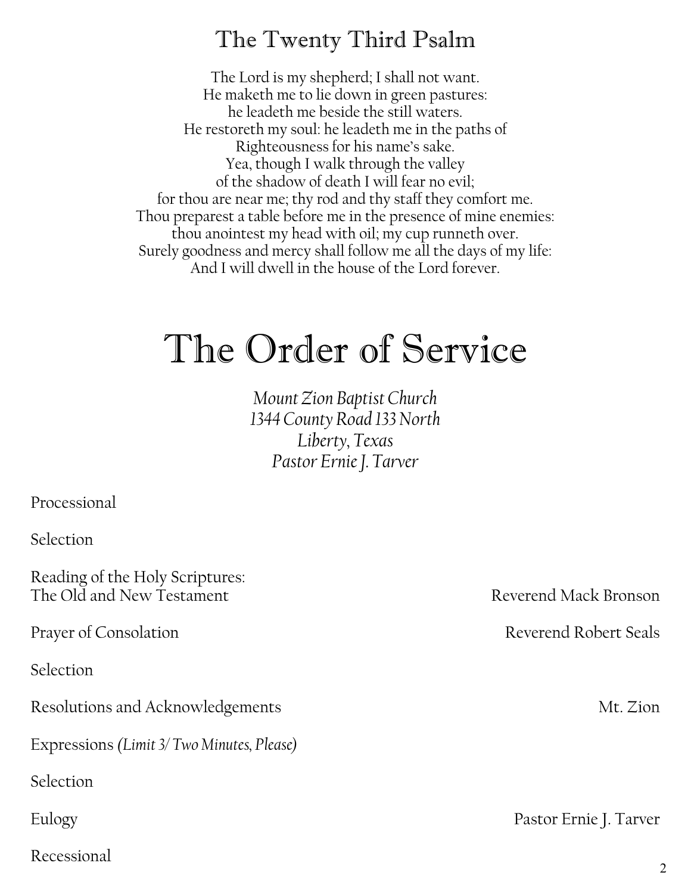## The Twenty Third Psalm

The Lord is my shepherd; I shall not want.
He maketh me to lie down in green pastures:
he leadeth me beside the still waters.
He restoreth my soul: he leadeth me in the paths of
Righteousness for his name's sake.
Yea, though I walk through the valley
of the shadow of death I will fear no evil;
for thou are near me; thy rod and thy staff they comfort me.
Thou preparest a table before me in the presence of mine enemies:
thou anointest my head with oil; my cup runneth over.
Surely goodness and mercy shall follow me all the days of my life:
And I will dwell in the house of the Lord forever.

# The Order of Service

*Mount Zion Baptist Church*
*1344 County Road 133 North*
*Liberty, Texas*
*Pastor Ernie J. Tarver*

Processional

Selection

Reading of the Holy Scriptures:
The Old and New Testament — Reverend Mack Bronson

Prayer of Consolation — Reverend Robert Seals

Selection

Resolutions and Acknowledgements — Mt. Zion

Expressions *(Limit 3/ Two Minutes, Please)*

Selection

Eulogy — Pastor Ernie J. Tarver

Recessional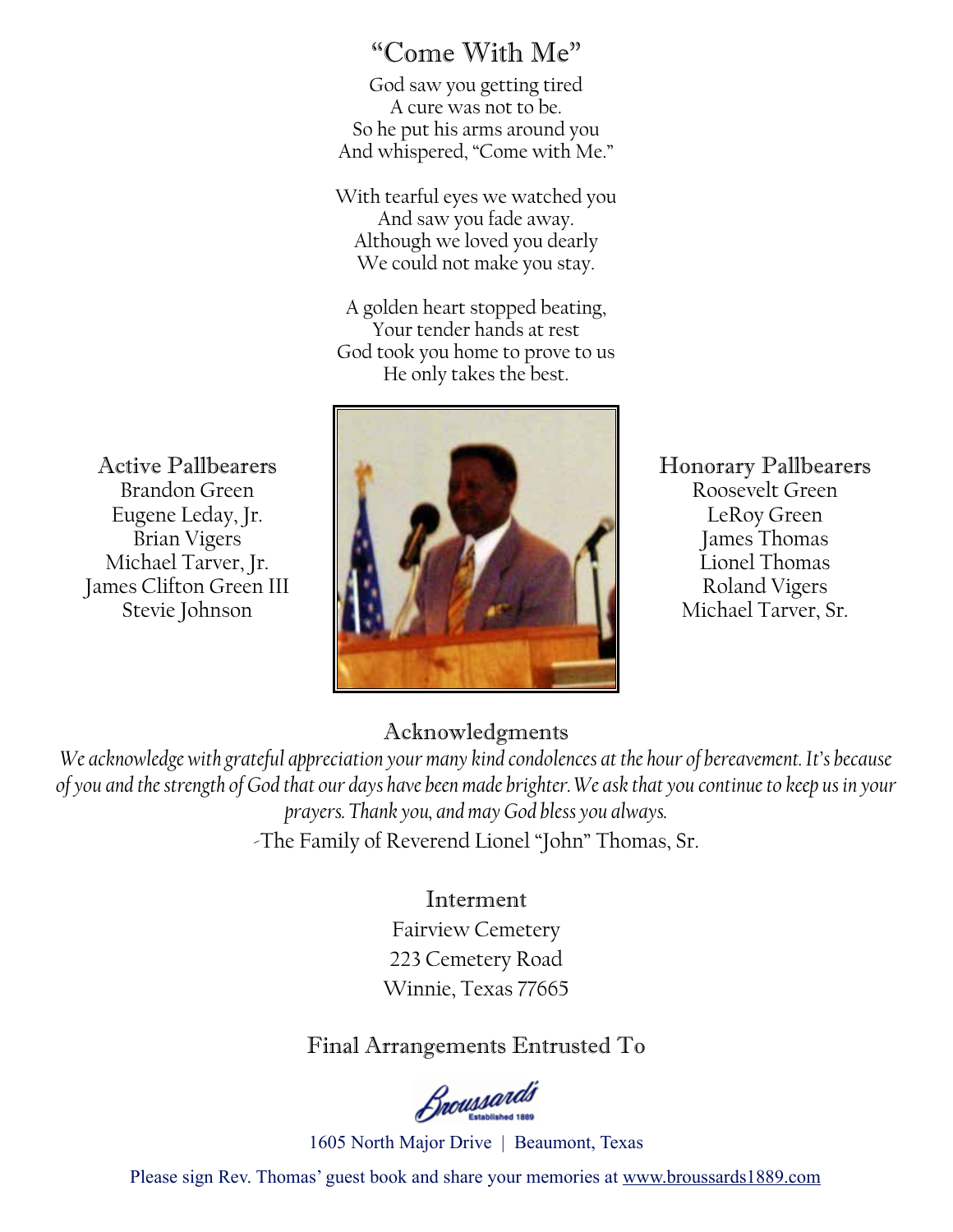## "Come With Me"

God saw you getting tired
A cure was not to be.
So he put his arms around you
And whispered, "Come with Me."

With tearful eyes we watched you
And saw you fade away.
Although we loved you dearly
We could not make you stay.

A golden heart stopped beating,
Your tender hands at rest
God took you home to prove to us
He only takes the best.

### Active Pallbearers

Brandon Green
Eugene Leday, Jr.
Brian Vigers
Michael Tarver, Jr.
James Clifton Green III
Stevie Johnson

### Honorary Pallbearers

Roosevelt Green
LeRoy Green
James Thomas
Lionel Thomas
Roland Vigers
Michael Tarver, Sr.

### Acknowledgments

*We acknowledge with grateful appreciation your many kind condolences at the hour of bereavement. It's because of you and the strength of God that our days have been made brighter. We ask that you continue to keep us in your prayers. Thank you, and may God bless you always.*

-The Family of Reverend Lionel "John" Thomas, Sr.

### Interment

Fairview Cemetery
223 Cemetery Road
Winnie, Texas 77665

### Final Arrangements Entrusted To

Broussard's
Established 1889

1605 North Major Drive | Beaumont, Texas

Please sign Rev. Thomas' guest book and share your memories at www.broussards1889.com